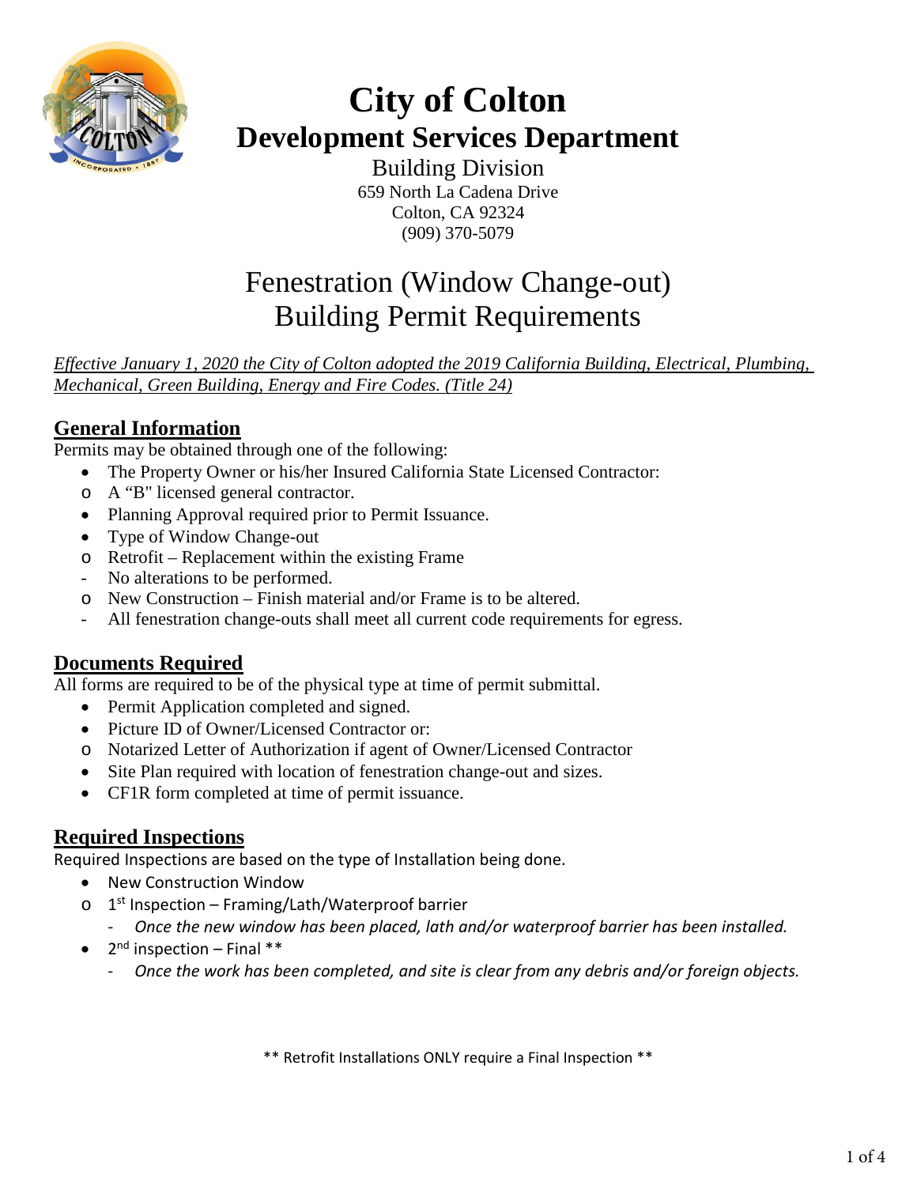# City of Colton
## Development Services Department

Building Division
659 North La Cadena Drive
Colton, CA 92324
(909) 370-5079

# Fenestration (Window Change-out) Building Permit Requirements

*Effective January 1, 2020 the City of Colton adopted the 2019 California Building, Electrical, Plumbing, Mechanical, Green Building, Energy and Fire Codes. (Title 24)*

## General Information

Permits may be obtained through one of the following:

- The Property Owner or his/her Insured California State Licensed Contractor:
  - A "B" licensed general contractor.
- Planning Approval required prior to Permit Issuance.
- Type of Window Change-out
  - Retrofit – Replacement within the existing Frame
    - No alterations to be performed.
  - New Construction – Finish material and/or Frame is to be altered.
    - All fenestration change-outs shall meet all current code requirements for egress.

## Documents Required

All forms are required to be of the physical type at time of permit submittal.

- Permit Application completed and signed.
- Picture ID of Owner/Licensed Contractor or:
  - Notarized Letter of Authorization if agent of Owner/Licensed Contractor
- Site Plan required with location of fenestration change-out and sizes.
- CF1R form completed at time of permit issuance.

## Required Inspections

Required Inspections are based on the type of Installation being done.

- New Construction Window
  - 1st Inspection – Framing/Lath/Waterproof barrier
    - *Once the new window has been placed, lath and/or waterproof barrier has been installed.*
- 2nd inspection – Final **
  - *Once the work has been completed, and site is clear from any debris and/or foreign objects.*

** Retrofit Installations ONLY require a Final Inspection **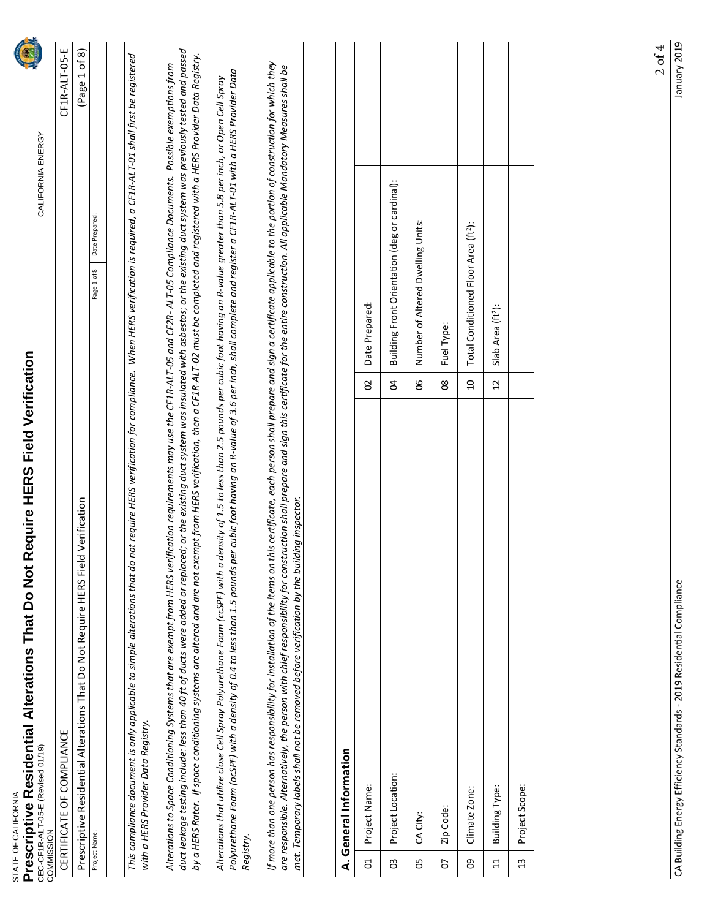STATE OF CALIFORNIA

# Prescriptive Residential Alterations That Do Not Require HERS Field Verification

CEC-CF1R-ALT-05-E (Revised 01/19)

CALIFORNIA ENERGY COMMISSION

| CERTIFICATE OF COMPLIANCE | | CF1R-ALT-05-E |
|---|---|---|
| Prescriptive Residential Alterations That Do Not Require HERS Field Verification | | (Page 1 of 8) |
| Project Name: | Page 1 of 8 | Date Prepared: |

*This compliance document is only applicable to simple alterations that do not require HERS verification for compliance. When HERS verification is required, a CF1R-ALT-01 shall first be registered with a HERS Provider Data Registry.*

*Alterations to Space Conditioning Systems that are exempt from HERS verification requirements may use the CF1R-ALT-05 and CF2R- ALT-05 Compliance Documents. Possible exemptions from duct leakage testing include: less than 40 ft of ducts were added or replaced; or the existing duct system was insulated with asbestos; or the existing duct system was previously tested and passed by a HERS Rater. If space conditioning systems are altered and are not exempt from HERS verification, then a CF1R-ALT-02 must be completed and registered with a HERS Provider Data Registry.*

*Alterations that utilize close Cell Spray Polyurethane Foam (ccSPF) with a density of 1.5 to less than 2.5 pounds per cubic foot having an R-value greater than 5.8 per inch, or Open Cell Spray Polyurethane Foam (ocSPF) with a density of 0.4 to less than 1.5 pounds per cubic foot having an R-value of 3.6 per inch, shall complete and register a CF1R-ALT-01 with a HERS Provider Data Registry.*

*If more than one person has responsibility for installation of the items on this certificate, each person shall prepare and sign a certificate applicable to the portion of construction for which they are responsible. Alternatively, the person with chief responsibility for construction shall prepare and sign this certificate for the entire construction. All applicable Mandatory Measures shall be met. Temporary labels shall not be removed before verification by the building inspector.*

## A. General Information

| | | | | | |
|---|---|---|---|---|---|
| 01 | Project Name: | | 02 | Date Prepared: | |
| 03 | Project Location: | | 04 | Building Front Orientation (deg or cardinal): | |
| 05 | CA City: | | 06 | Number of Altered Dwelling Units: | |
| 07 | Zip Code: | | 08 | Fuel Type: | |
| 09 | Climate Zone: | | 10 | Total Conditioned Floor Area (ft²): | |
| 11 | Building Type: | | 12 | Slab Area (ft²): | |
| 13 | Project Scope: | | | | |

CA Building Energy Efficiency Standards - 2019 Residential Compliance

January 2019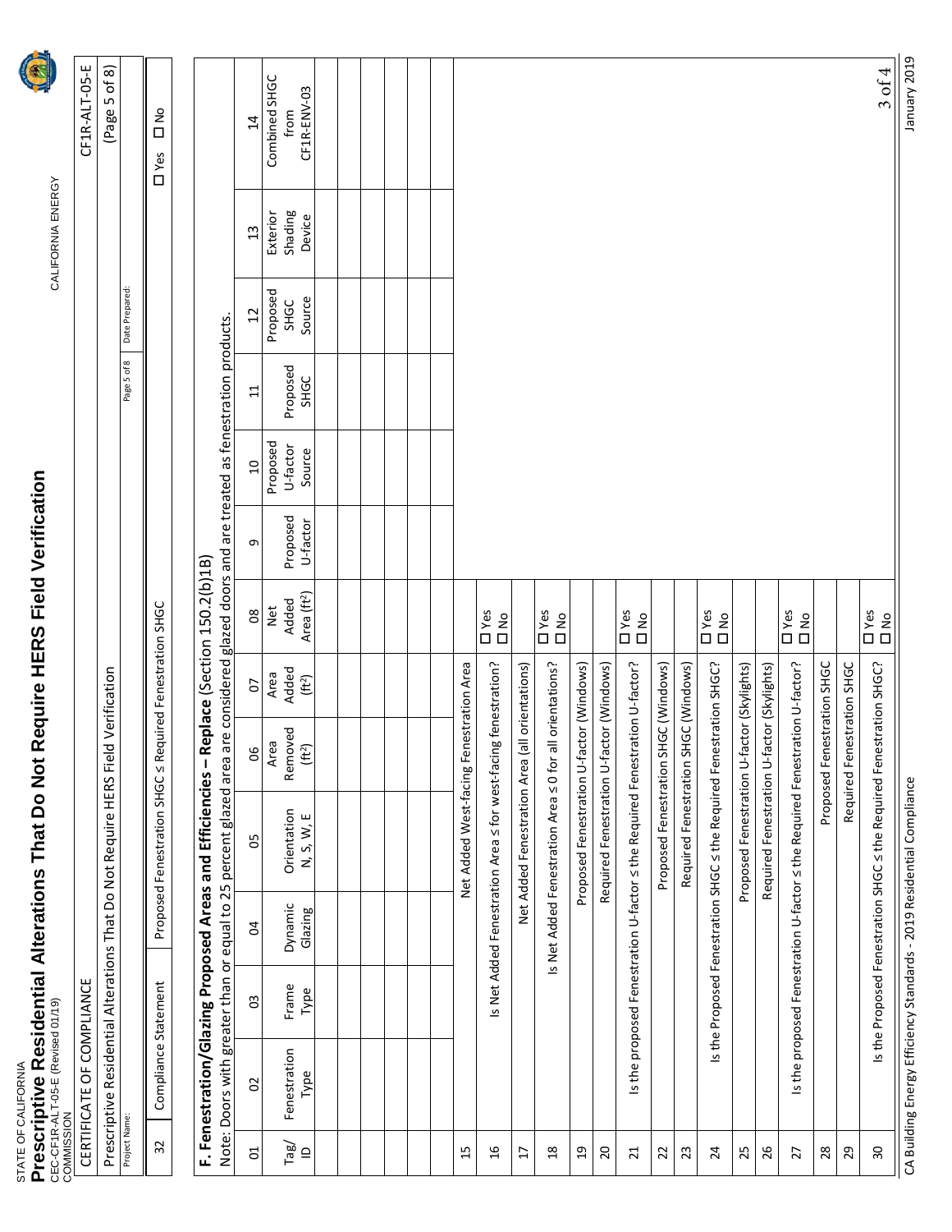STATE OF CALIFORNIA

# Prescriptive Residential Alterations That Do Not Require HERS Field Verification

CEC-CF1R-ALT-05-E (Revised 01/19)

CALIFORNIA ENERGY COMMISSION

| CERTIFICATE OF COMPLIANCE | | CF1R-ALT-05-E |
|---|---|---|
| Prescriptive Residential Alterations That Do Not Require HERS Field Verification | | (Page 5 of 8) |
| Project Name: | Page 5 of 8 | Date Prepared: |

| | | |
|---|---|---|
| 32 | Compliance Statement | Proposed Fenestration SHGC ≤ Required Fenestration SHGC ☐ Yes ☐ No |

## F. Fenestration/Glazing Proposed Areas and Efficiencies – Replace (Section 150.2(b)1B)

Note: Doors with greater than or equal to 25 percent glazed area are considered glazed doors and are treated as fenestration products.

| 01 | 02 | 03 | 04 | 05 | 06 | 07 | 08 | 9 | 10 | 11 | 12 | 13 | 14 |
|---|---|---|---|---|---|---|---|---|---|---|---|---|---|
| Tag/ ID | Fenestration Type | Frame Type | Dynamic Glazing | Orientation N, S, W, E | Area Removed (ft²) | Area Added (ft²) | Net Added Area (ft²) | Proposed U-factor | Proposed U-factor Source | Proposed SHGC | Proposed SHGC Source | Exterior Shading Device | Combined SHGC from CF1R-ENV-03 |
| | | | | | | | | | | | | | |
| | | | | | | | | | | | | | |
| | | | | | | | | | | | | | |
| | | | | | | | | | | | | | |
| | | | | | | | | | | | | | |
| | | | | | | | | | | | | | |
| | | | | | | | | | | | | | |

| | | |
|---|---|---|
| 15 | Net Added West-facing Fenestration Area | |
| 16 | Is Net Added Fenestration Area ≤ for west-facing fenestration? | ☐ Yes ☐ No |
| 17 | Net Added Fenestration Area (all orientations) | |
| 18 | Is Net Added Fenestration Area ≤ 0 for all orientations? | ☐ Yes ☐ No |
| 19 | Proposed Fenestration U-factor (Windows) | |
| 20 | Required Fenestration U-factor (Windows) | |
| 21 | Is the proposed Fenestration U-factor ≤ the Required Fenestration U-factor? | ☐ Yes ☐ No |
| 22 | Proposed Fenestration SHGC (Windows) | |
| 23 | Required Fenestration SHGC (Windows) | |
| 24 | Is the Proposed Fenestration SHGC ≤ the Required Fenestration SHGC? | ☐ Yes ☐ No |
| 25 | Proposed Fenestration U-factor (Skylights) | |
| 26 | Required Fenestration U-factor (Skylights) | |
| 27 | Is the proposed Fenestration U-factor ≤ the Required Fenestration U-factor? | ☐ Yes ☐ No |
| 28 | Proposed Fenestration SHGC | |
| 29 | Required Fenestration SHGC | |
| 30 | Is the Proposed Fenestration SHGC ≤ the Required Fenestration SHGC? | ☐ Yes ☐ No |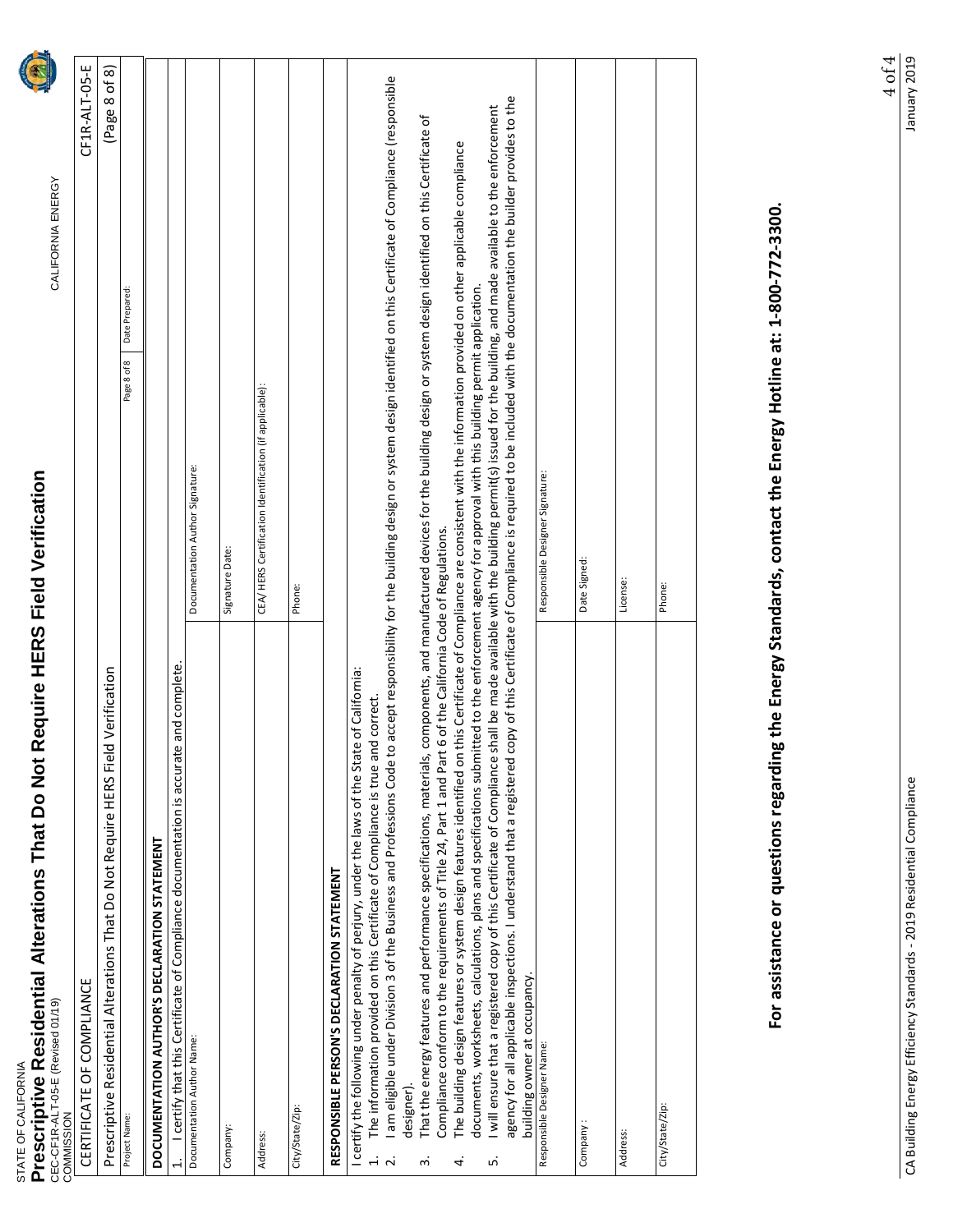STATE OF CALIFORNIA
**Prescriptive Residential Alterations That Do Not Require HERS Field Verification**
CEC-CF1R-ALT-05-E (Revised 01/19)
CALIFORNIA ENERGY COMMISSION

| CERTIFICATE OF COMPLIANCE | | CF1R-ALT-05-E |
|---|---|---|
| Prescriptive Residential Alterations That Do Not Require HERS Field Verification | | (Page 8 of 8) |
| Project Name: | Page 8 of 8 | Date Prepared: |

| DOCUMENTATION AUTHOR'S DECLARATION STATEMENT | |
|---|---|
| 1. I certify that this Certificate of Compliance documentation is accurate and complete. | |
| Documentation Author Name: | Documentation Author Signature: |
| Company: | Signature Date: |
| Address: | CEA/ HERS Certification Identification (if applicable): |
| City/State/Zip: | Phone: |

| RESPONSIBLE PERSON'S DECLARATION STATEMENT | |
|---|---|
| I certify the following under penalty of perjury, under the laws of the State of California:<br>1. The information provided on this Certificate of Compliance is true and correct.<br>2. I am eligible under Division 3 of the Business and Professions Code to accept responsibility for the building design or system design identified on this Certificate of Compliance (responsible designer).<br>3. That the energy features and performance specifications, materials, components, and manufactured devices for the building design or system design identified on this Certificate of Compliance conform to the requirements of Title 24, Part 1 and Part 6 of the California Code of Regulations.<br>4. The building design features or system design features identified on this Certificate of Compliance are consistent with the information provided on other applicable compliance documents, worksheets, calculations, plans and specifications submitted to the enforcement agency for approval with this building permit application.<br>5. I will ensure that a registered copy of this Certificate of Compliance shall be made available with the building permit(s) issued for the building, and made available to the enforcement agency for all applicable inspections. I understand that a registered copy of this Certificate of Compliance is required to be included with the documentation the builder provides to the building owner at occupancy. | |
| Responsible Designer Name: | Responsible Designer Signature: |
| Company : | Date Signed: |
| Address: | License: |
| City/State/Zip: | Phone: |

**For assistance or questions regarding the Energy Standards, contact the Energy Hotline at: 1-800-772-3300.**

CA Building Energy Efficiency Standards - 2019 Residential Compliance — January 2019